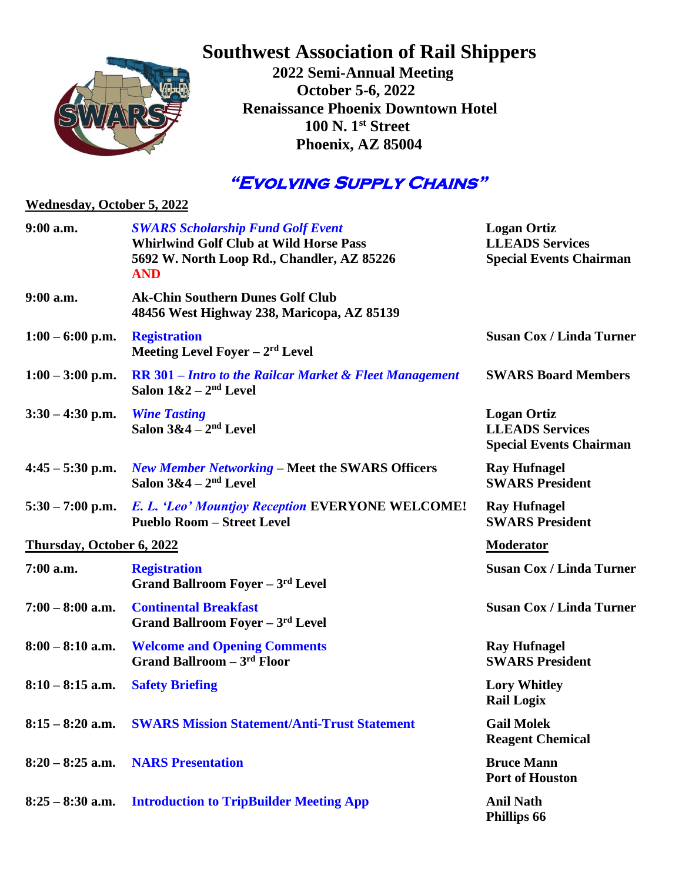# Southwest Association of Rail Shippers

**2022 Semi-Annual Meeting**
**October 5-6, 2022**
**Renaissance Phoenix Downtown Hotel**
**100 N. 1st Street**
**Phoenix, AZ 85004**

## *"Evolving Supply Chains"*

**Wednesday, October 5, 2022**

| | | |
|---|---|---|
| **9:00 a.m.** | ***SWARS Scholarship Fund Golf Event*** **Whirlwind Golf Club at Wild Horse Pass** **5692 W. North Loop Rd., Chandler, AZ 85226** **AND** | **Logan Ortiz** **LLEADS Services** **Special Events Chairman** |
| **9:00 a.m.** | **Ak-Chin Southern Dunes Golf Club** **48456 West Highway 238, Maricopa, AZ 85139** | |
| **1:00 – 6:00 p.m.** | **Registration** **Meeting Level Foyer – 2rd Level** | **Susan Cox / Linda Turner** |
| **1:00 – 3:00 p.m.** | **RR 301 –** ***Intro to the Railcar Market & Fleet Management*** **Salon 1&2 – 2nd Level** | **SWARS Board Members** |
| **3:30 – 4:30 p.m.** | ***Wine Tasting*** **Salon 3&4 – 2nd Level** | **Logan Ortiz** **LLEADS Services** **Special Events Chairman** |
| **4:45 – 5:30 p.m.** | ***New Member Networking*** **– Meet the SWARS Officers** **Salon 3&4 – 2nd Level** | **Ray Hufnagel** **SWARS President** |
| **5:30 – 7:00 p.m.** | ***E. L. 'Leo' Mountjoy Reception*** **EVERYONE WELCOME!** **Pueblo Room – Street Level** | **Ray Hufnagel** **SWARS President** |

**Thursday, October 6, 2022**

| | | **Moderator** |
|---|---|---|
| **7:00 a.m.** | **Registration** **Grand Ballroom Foyer – 3rd Level** | **Susan Cox / Linda Turner** |
| **7:00 – 8:00 a.m.** | **Continental Breakfast** **Grand Ballroom Foyer – 3rd Level** | **Susan Cox / Linda Turner** |
| **8:00 – 8:10 a.m.** | **Welcome and Opening Comments** **Grand Ballroom – 3rd Floor** | **Ray Hufnagel** **SWARS President** |
| **8:10 – 8:15 a.m.** | **Safety Briefing** | **Lory Whitley** **Rail Logix** |
| **8:15 – 8:20 a.m.** | **SWARS Mission Statement/Anti-Trust Statement** | **Gail Molek** **Reagent Chemical** |
| **8:20 – 8:25 a.m.** | **NARS Presentation** | **Bruce Mann** **Port of Houston** |
| **8:25 – 8:30 a.m.** | **Introduction to TripBuilder Meeting App** | **Anil Nath** **Phillips 66** |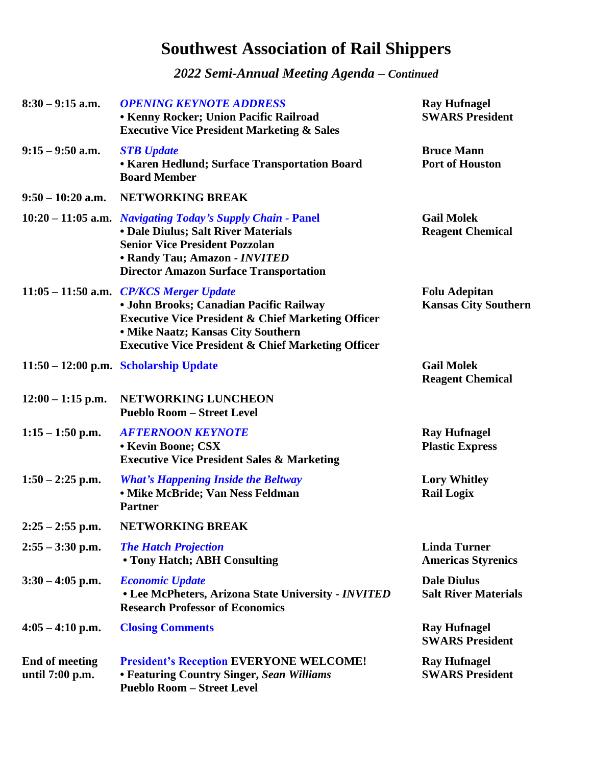# Southwest Association of Rail Shippers

## *2022 Semi-Annual Meeting Agenda – Continued*

| Time | Session | Moderator |
|---|---|---|
| **8:30 – 9:15 a.m.** | ***OPENING KEYNOTE ADDRESS***<br>**• Kenny Rocker; Union Pacific Railroad**<br>**Executive Vice President Marketing & Sales** | **Ray Hufnagel**<br>**SWARS President** |
| **9:15 – 9:50 a.m.** | ***STB Update***<br>**• Karen Hedlund; Surface Transportation Board**<br>**Board Member** | **Bruce Mann**<br>**Port of Houston** |
| **9:50 – 10:20 a.m.** | **NETWORKING BREAK** | |
| **10:20 – 11:05 a.m.** | ***Navigating Today's Supply Chain* - Panel**<br>**• Dale Diulus; Salt River Materials**<br>**Senior Vice President Pozzolan**<br>**• Randy Tau; Amazon - *INVITED***<br>**Director Amazon Surface Transportation** | **Gail Molek**<br>**Reagent Chemical** |
| **11:05 – 11:50 a.m.** | ***CP/KCS Merger Update***<br>**• John Brooks; Canadian Pacific Railway**<br>**Executive Vice President & Chief Marketing Officer**<br>**• Mike Naatz; Kansas City Southern**<br>**Executive Vice President & Chief Marketing Officer** | **Folu Adepitan**<br>**Kansas City Southern** |
| **11:50 – 12:00 p.m.** | **Scholarship Update** | **Gail Molek**<br>**Reagent Chemical** |
| **12:00 – 1:15 p.m.** | **NETWORKING LUNCHEON**<br>**Pueblo Room – Street Level** | |
| **1:15 – 1:50 p.m.** | ***AFTERNOON KEYNOTE***<br>**• Kevin Boone; CSX**<br>**Executive Vice President Sales & Marketing** | **Ray Hufnagel**<br>**Plastic Express** |
| **1:50 – 2:25 p.m.** | ***What's Happening Inside the Beltway***<br>**• Mike McBride; Van Ness Feldman**<br>**Partner** | **Lory Whitley**<br>**Rail Logix** |
| **2:25 – 2:55 p.m.** | **NETWORKING BREAK** | |
| **2:55 – 3:30 p.m.** | ***The Hatch Projection***<br>**• Tony Hatch; ABH Consulting** | **Linda Turner**<br>**Americas Styrenics** |
| **3:30 – 4:05 p.m.** | ***Economic Update***<br>**• Lee McPheters, Arizona State University - *INVITED***<br>**Research Professor of Economics** | **Dale Diulus**<br>**Salt River Materials** |
| **4:05 – 4:10 p.m.** | **Closing Comments** | **Ray Hufnagel**<br>**SWARS President** |
| **End of meeting until 7:00 p.m.** | **President's Reception EVERYONE WELCOME!**<br>**• Featuring Country Singer, *Sean Williams***<br>**Pueblo Room – Street Level** | **Ray Hufnagel**<br>**SWARS President** |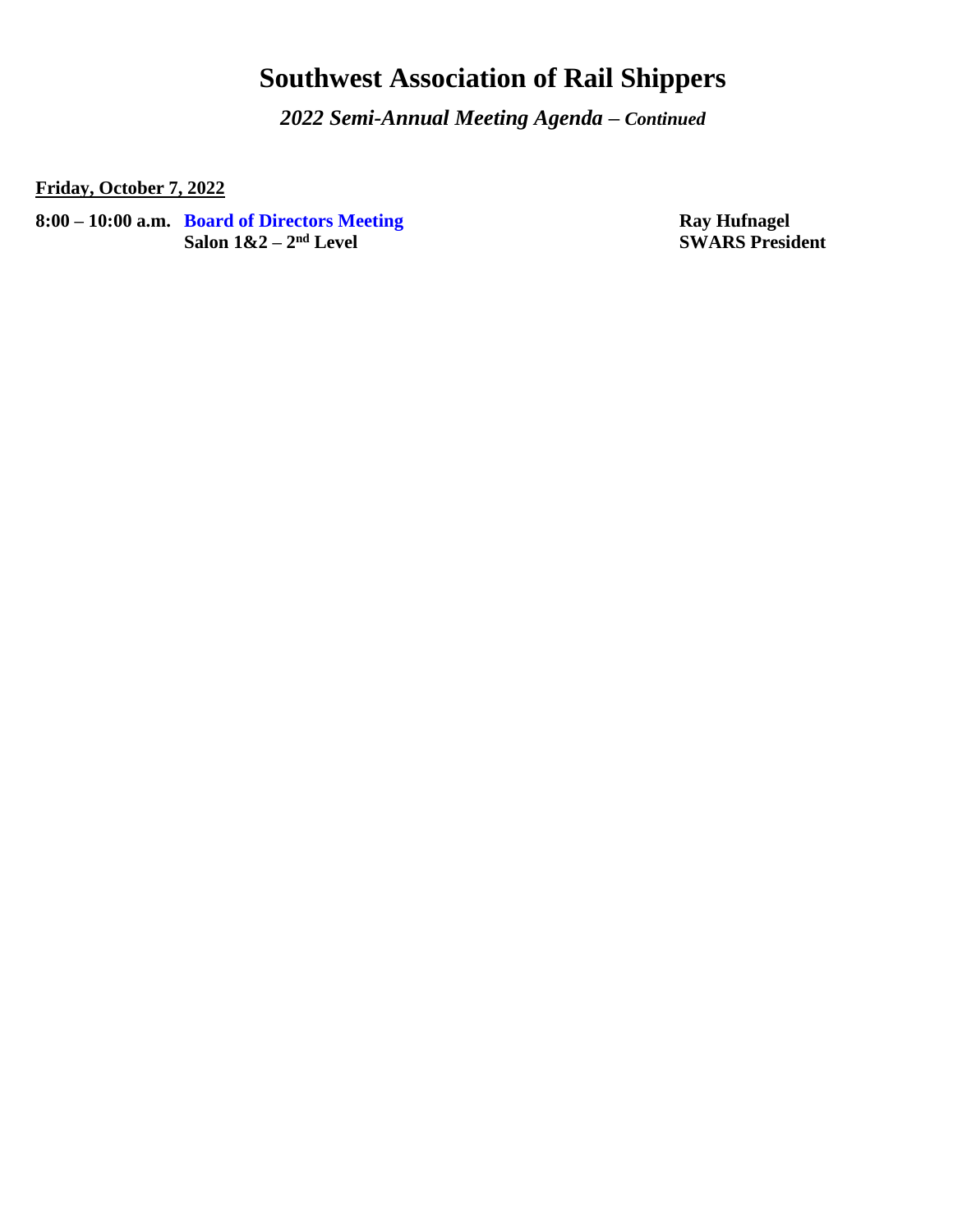# Southwest Association of Rail Shippers

*2022 Semi-Annual Meeting Agenda – Continued*

**Friday, October 7, 2022**

| | | |
|---|---|---|
| **8:00 – 10:00 a.m.** | **Board of Directors Meeting**<br>**Salon 1&2 – 2nd Level** | **Ray Hufnagel**<br>**SWARS President** |